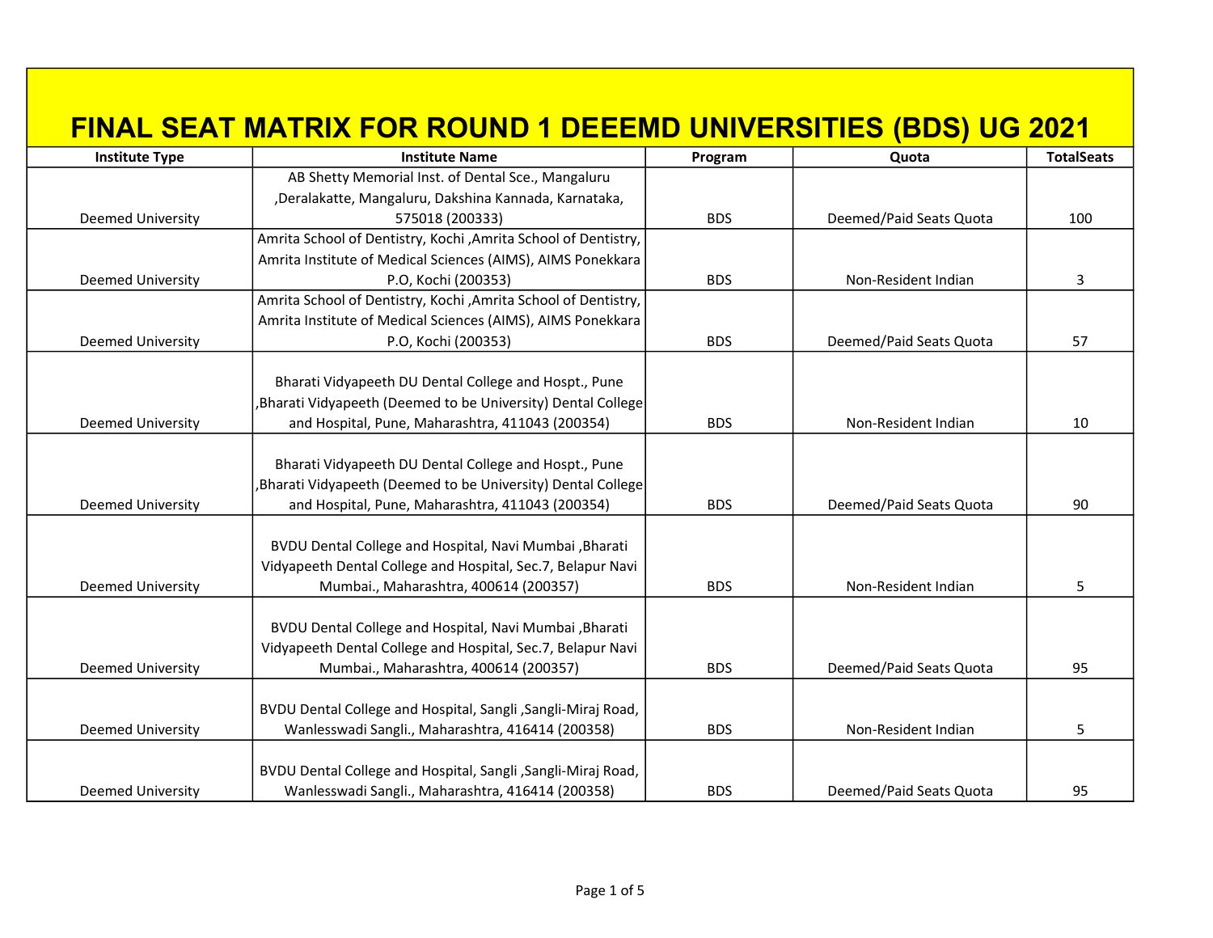# FINAL SEAT MATRIX FOR ROUND 1 DEEEMD UNIVERSITIES (BDS) UG 2021

| Institute Type | Institute Name | Program | Quota | TotalSeats |
|---|---|---|---|---|
| Deemed University | AB Shetty Memorial Inst. of Dental Sce., Mangaluru ,Deralakatte, Mangaluru, Dakshina Kannada, Karnataka, 575018 (200333) | BDS | Deemed/Paid Seats Quota | 100 |
| Deemed University | Amrita School of Dentistry, Kochi ,Amrita School of Dentistry, Amrita Institute of Medical Sciences (AIMS), AIMS Ponekkara P.O, Kochi (200353) | BDS | Non-Resident Indian | 3 |
| Deemed University | Amrita School of Dentistry, Kochi ,Amrita School of Dentistry, Amrita Institute of Medical Sciences (AIMS), AIMS Ponekkara P.O, Kochi (200353) | BDS | Deemed/Paid Seats Quota | 57 |
| Deemed University | Bharati Vidyapeeth DU Dental College and Hospt., Pune ,Bharati Vidyapeeth (Deemed to be University) Dental College and Hospital, Pune, Maharashtra, 411043 (200354) | BDS | Non-Resident Indian | 10 |
| Deemed University | Bharati Vidyapeeth DU Dental College and Hospt., Pune ,Bharati Vidyapeeth (Deemed to be University) Dental College and Hospital, Pune, Maharashtra, 411043 (200354) | BDS | Deemed/Paid Seats Quota | 90 |
| Deemed University | BVDU Dental College and Hospital, Navi Mumbai ,Bharati Vidyapeeth Dental College and Hospital, Sec.7, Belapur Navi Mumbai., Maharashtra, 400614 (200357) | BDS | Non-Resident Indian | 5 |
| Deemed University | BVDU Dental College and Hospital, Navi Mumbai ,Bharati Vidyapeeth Dental College and Hospital, Sec.7, Belapur Navi Mumbai., Maharashtra, 400614 (200357) | BDS | Deemed/Paid Seats Quota | 95 |
| Deemed University | BVDU Dental College and Hospital, Sangli ,Sangli-Miraj Road, Wanlesswadi Sangli., Maharashtra, 416414 (200358) | BDS | Non-Resident Indian | 5 |
| Deemed University | BVDU Dental College and Hospital, Sangli ,Sangli-Miraj Road, Wanlesswadi Sangli., Maharashtra, 416414 (200358) | BDS | Deemed/Paid Seats Quota | 95 |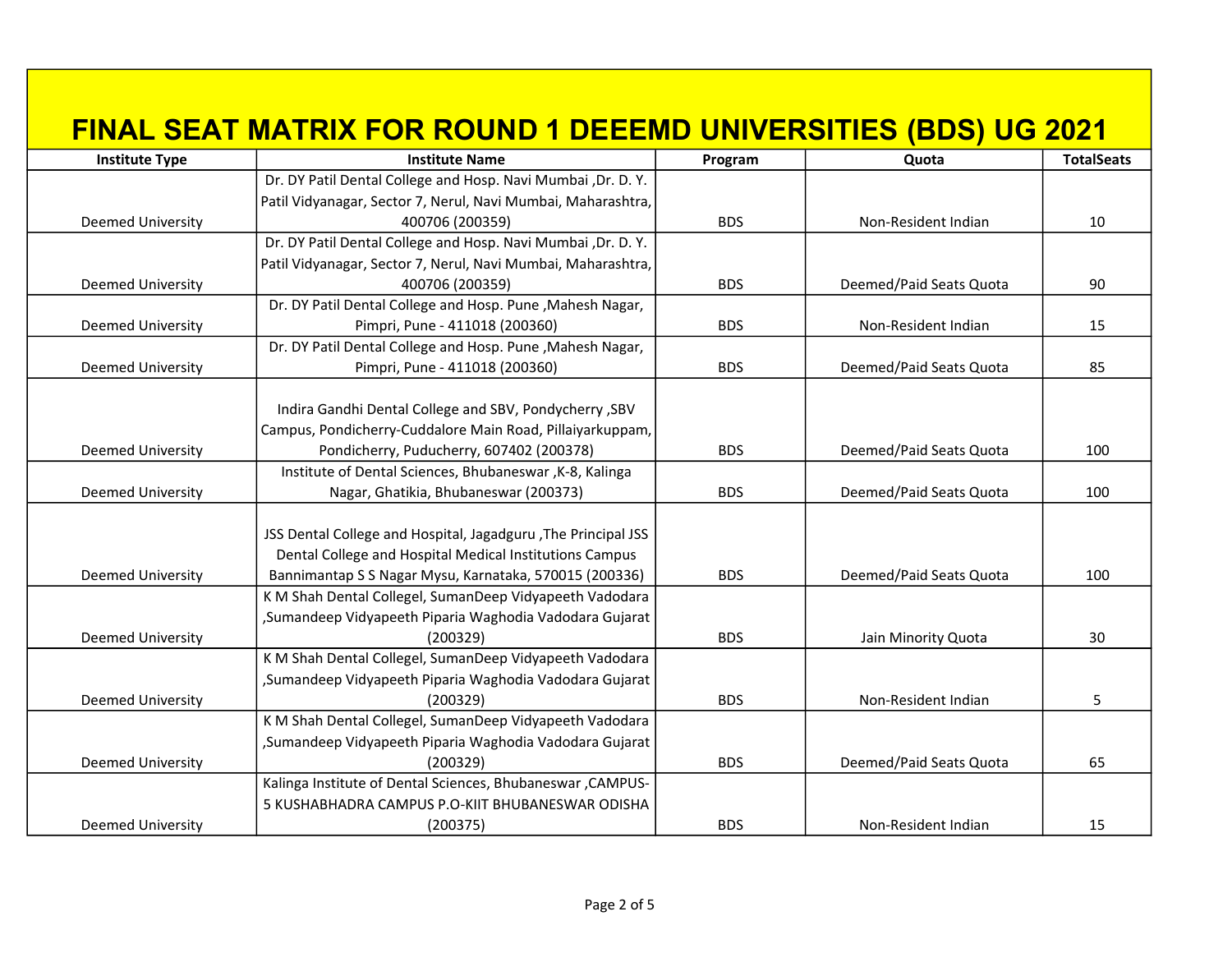# FINAL SEAT MATRIX FOR ROUND 1 DEEEMD UNIVERSITIES (BDS) UG 2021

| Institute Type | Institute Name | Program | Quota | TotalSeats |
|---|---|---|---|---|
| Deemed University | Dr. DY Patil Dental College and Hosp. Navi Mumbai ,Dr. D. Y. Patil Vidyanagar, Sector 7, Nerul, Navi Mumbai, Maharashtra, 400706 (200359) | BDS | Non-Resident Indian | 10 |
| Deemed University | Dr. DY Patil Dental College and Hosp. Navi Mumbai ,Dr. D. Y. Patil Vidyanagar, Sector 7, Nerul, Navi Mumbai, Maharashtra, 400706 (200359) | BDS | Deemed/Paid Seats Quota | 90 |
| Deemed University | Dr. DY Patil Dental College and Hosp. Pune ,Mahesh Nagar, Pimpri, Pune - 411018 (200360) | BDS | Non-Resident Indian | 15 |
| Deemed University | Dr. DY Patil Dental College and Hosp. Pune ,Mahesh Nagar, Pimpri, Pune - 411018 (200360) | BDS | Deemed/Paid Seats Quota | 85 |
| Deemed University | Indira Gandhi Dental College and SBV, Pondycherry ,SBV Campus, Pondicherry-Cuddalore Main Road, Pillaiyarkuppam, Pondicherry, Puducherry, 607402 (200378) | BDS | Deemed/Paid Seats Quota | 100 |
| Deemed University | Institute of Dental Sciences, Bhubaneswar ,K-8, Kalinga Nagar, Ghatikia, Bhubaneswar (200373) | BDS | Deemed/Paid Seats Quota | 100 |
| Deemed University | JSS Dental College and Hospital, Jagadguru ,The Principal JSS Dental College and Hospital Medical Institutions Campus Bannimantap S S Nagar Mysu, Karnataka, 570015 (200336) | BDS | Deemed/Paid Seats Quota | 100 |
| Deemed University | K M Shah Dental Collegel, SumanDeep Vidyapeeth Vadodara ,Sumandeep Vidyapeeth Piparia Waghodia Vadodara Gujarat (200329) | BDS | Jain Minority Quota | 30 |
| Deemed University | K M Shah Dental Collegel, SumanDeep Vidyapeeth Vadodara ,Sumandeep Vidyapeeth Piparia Waghodia Vadodara Gujarat (200329) | BDS | Non-Resident Indian | 5 |
| Deemed University | K M Shah Dental Collegel, SumanDeep Vidyapeeth Vadodara ,Sumandeep Vidyapeeth Piparia Waghodia Vadodara Gujarat (200329) | BDS | Deemed/Paid Seats Quota | 65 |
| Deemed University | Kalinga Institute of Dental Sciences, Bhubaneswar ,CAMPUS-5 KUSHABHADRA CAMPUS P.O-KIIT BHUBANESWAR ODISHA (200375) | BDS | Non-Resident Indian | 15 |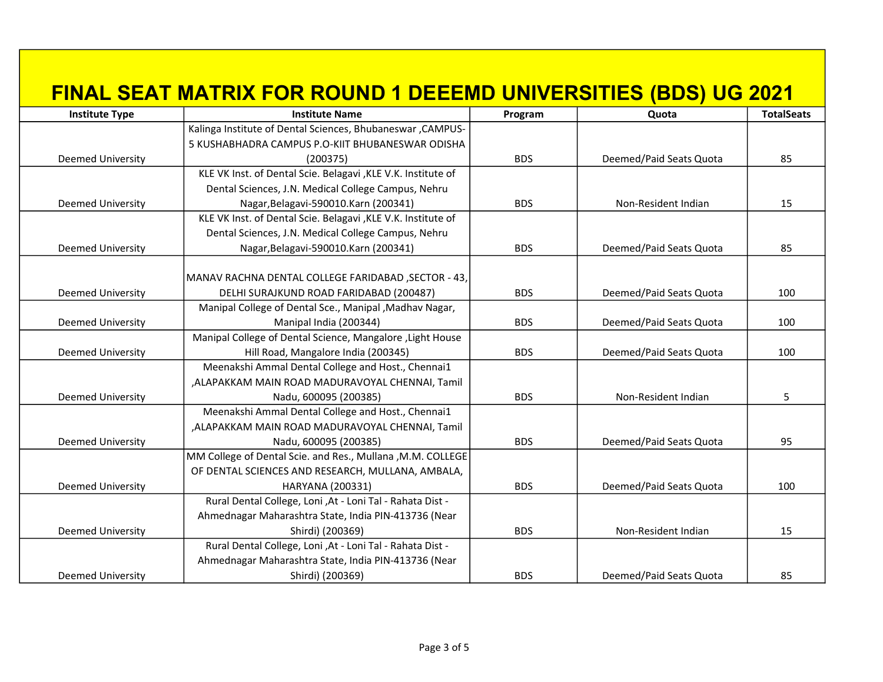# FINAL SEAT MATRIX FOR ROUND 1 DEEEMD UNIVERSITIES (BDS) UG 2021

| Institute Type | Institute Name | Program | Quota | TotalSeats |
|---|---|---|---|---|
| Deemed University | Kalinga Institute of Dental Sciences, Bhubaneswar ,CAMPUS-5 KUSHABHADRA CAMPUS P.O-KIIT BHUBANESWAR ODISHA (200375) | BDS | Deemed/Paid Seats Quota | 85 |
| Deemed University | KLE VK Inst. of Dental Scie. Belagavi ,KLE V.K. Institute of Dental Sciences, J.N. Medical College Campus, Nehru Nagar,Belagavi-590010.Karn (200341) | BDS | Non-Resident Indian | 15 |
| Deemed University | KLE VK Inst. of Dental Scie. Belagavi ,KLE V.K. Institute of Dental Sciences, J.N. Medical College Campus, Nehru Nagar,Belagavi-590010.Karn (200341) | BDS | Deemed/Paid Seats Quota | 85 |
| Deemed University | MANAV RACHNA DENTAL COLLEGE FARIDABAD ,SECTOR - 43, DELHI SURAJKUND ROAD FARIDABAD (200487) | BDS | Deemed/Paid Seats Quota | 100 |
| Deemed University | Manipal College of Dental Sce., Manipal ,Madhav Nagar, Manipal India (200344) | BDS | Deemed/Paid Seats Quota | 100 |
| Deemed University | Manipal College of Dental Science, Mangalore ,Light House Hill Road, Mangalore India (200345) | BDS | Deemed/Paid Seats Quota | 100 |
| Deemed University | Meenakshi Ammal Dental College and Host., Chennai1 ,ALAPAKKAM MAIN ROAD MADURAVOYAL CHENNAI, Tamil Nadu, 600095 (200385) | BDS | Non-Resident Indian | 5 |
| Deemed University | Meenakshi Ammal Dental College and Host., Chennai1 ,ALAPAKKAM MAIN ROAD MADURAVOYAL CHENNAI, Tamil Nadu, 600095 (200385) | BDS | Deemed/Paid Seats Quota | 95 |
| Deemed University | MM College of Dental Scie. and Res., Mullana ,M.M. COLLEGE OF DENTAL SCIENCES AND RESEARCH, MULLANA, AMBALA, HARYANA (200331) | BDS | Deemed/Paid Seats Quota | 100 |
| Deemed University | Rural Dental College, Loni ,At - Loni Tal - Rahata Dist - Ahmednagar Maharashtra State, India PIN-413736 (Near Shirdi) (200369) | BDS | Non-Resident Indian | 15 |
| Deemed University | Rural Dental College, Loni ,At - Loni Tal - Rahata Dist - Ahmednagar Maharashtra State, India PIN-413736 (Near Shirdi) (200369) | BDS | Deemed/Paid Seats Quota | 85 |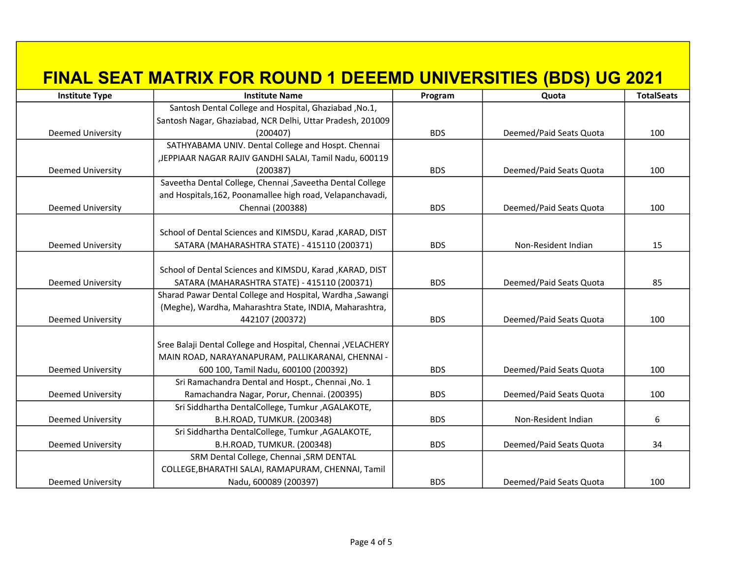# FINAL SEAT MATRIX FOR ROUND 1 DEEEMD UNIVERSITIES (BDS) UG 2021

| Institute Type | Institute Name | Program | Quota | TotalSeats |
| --- | --- | --- | --- | --- |
| Deemed University | Santosh Dental College and Hospital, Ghaziabad ,No.1, Santosh Nagar, Ghaziabad, NCR Delhi, Uttar Pradesh, 201009 (200407) | BDS | Deemed/Paid Seats Quota | 100 |
| Deemed University | SATHYABAMA UNIV. Dental College and Hospt. Chennai ,JEPPIAAR NAGAR RAJIV GANDHI SALAI, Tamil Nadu, 600119 (200387) | BDS | Deemed/Paid Seats Quota | 100 |
| Deemed University | Saveetha Dental College, Chennai ,Saveetha Dental College and Hospitals,162, Poonamallee high road, Velapanchavadi, Chennai (200388) | BDS | Deemed/Paid Seats Quota | 100 |
| Deemed University | School of Dental Sciences and KIMSDU, Karad ,KARAD, DIST SATARA (MAHARASHTRA STATE) - 415110 (200371) | BDS | Non-Resident Indian | 15 |
| Deemed University | School of Dental Sciences and KIMSDU, Karad ,KARAD, DIST SATARA (MAHARASHTRA STATE) - 415110 (200371) | BDS | Deemed/Paid Seats Quota | 85 |
| Deemed University | Sharad Pawar Dental College and Hospital, Wardha ,Sawangi (Meghe), Wardha, Maharashtra State, INDIA, Maharashtra, 442107 (200372) | BDS | Deemed/Paid Seats Quota | 100 |
| Deemed University | Sree Balaji Dental College and Hospital, Chennai ,VELACHERY MAIN ROAD, NARAYANAPURAM, PALLIKARANAI, CHENNAI - 600 100, Tamil Nadu, 600100 (200392) | BDS | Deemed/Paid Seats Quota | 100 |
| Deemed University | Sri Ramachandra Dental and Hospt., Chennai ,No. 1 Ramachandra Nagar, Porur, Chennai. (200395) | BDS | Deemed/Paid Seats Quota | 100 |
| Deemed University | Sri Siddhartha DentalCollege, Tumkur ,AGALAKOTE, B.H.ROAD, TUMKUR. (200348) | BDS | Non-Resident Indian | 6 |
| Deemed University | Sri Siddhartha DentalCollege, Tumkur ,AGALAKOTE, B.H.ROAD, TUMKUR. (200348) | BDS | Deemed/Paid Seats Quota | 34 |
| Deemed University | SRM Dental College, Chennai ,SRM DENTAL COLLEGE,BHARATHI SALAI, RAMAPURAM, CHENNAI, Tamil Nadu, 600089 (200397) | BDS | Deemed/Paid Seats Quota | 100 |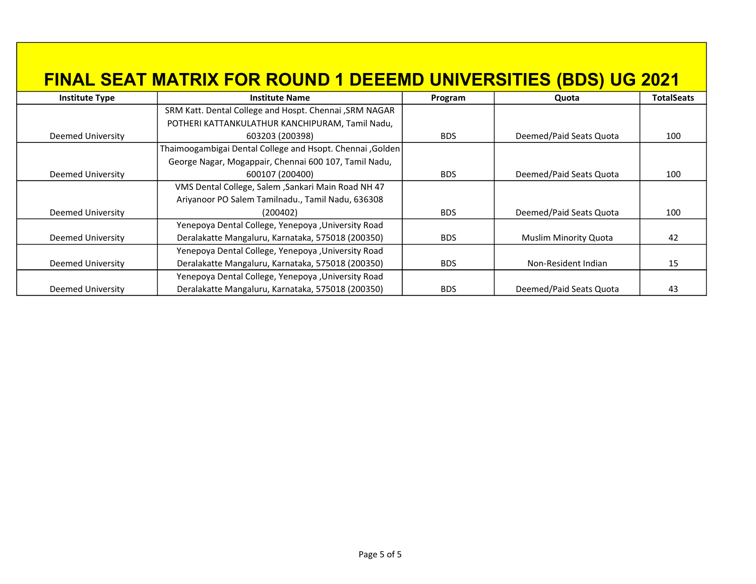# FINAL SEAT MATRIX FOR ROUND 1 DEEEMD UNIVERSITIES (BDS) UG 2021

| Institute Type | Institute Name | Program | Quota | TotalSeats |
|---|---|---|---|---|
| Deemed University | SRM Katt. Dental College and Hospt. Chennai ,SRM NAGAR POTHERI KATTANKULATHUR KANCHIPURAM, Tamil Nadu, 603203 (200398) | BDS | Deemed/Paid Seats Quota | 100 |
| Deemed University | Thaimoogambigai Dental College and Hsopt. Chennai ,Golden George Nagar, Mogappair, Chennai 600 107, Tamil Nadu, 600107 (200400) | BDS | Deemed/Paid Seats Quota | 100 |
| Deemed University | VMS Dental College, Salem ,Sankari Main Road NH 47 Ariyanoor PO Salem Tamilnadu., Tamil Nadu, 636308 (200402) | BDS | Deemed/Paid Seats Quota | 100 |
| Deemed University | Yenepoya Dental College, Yenepoya ,University Road Deralakatte Mangaluru, Karnataka, 575018 (200350) | BDS | Muslim Minority Quota | 42 |
| Deemed University | Yenepoya Dental College, Yenepoya ,University Road Deralakatte Mangaluru, Karnataka, 575018 (200350) | BDS | Non-Resident Indian | 15 |
| Deemed University | Yenepoya Dental College, Yenepoya ,University Road Deralakatte Mangaluru, Karnataka, 575018 (200350) | BDS | Deemed/Paid Seats Quota | 43 |